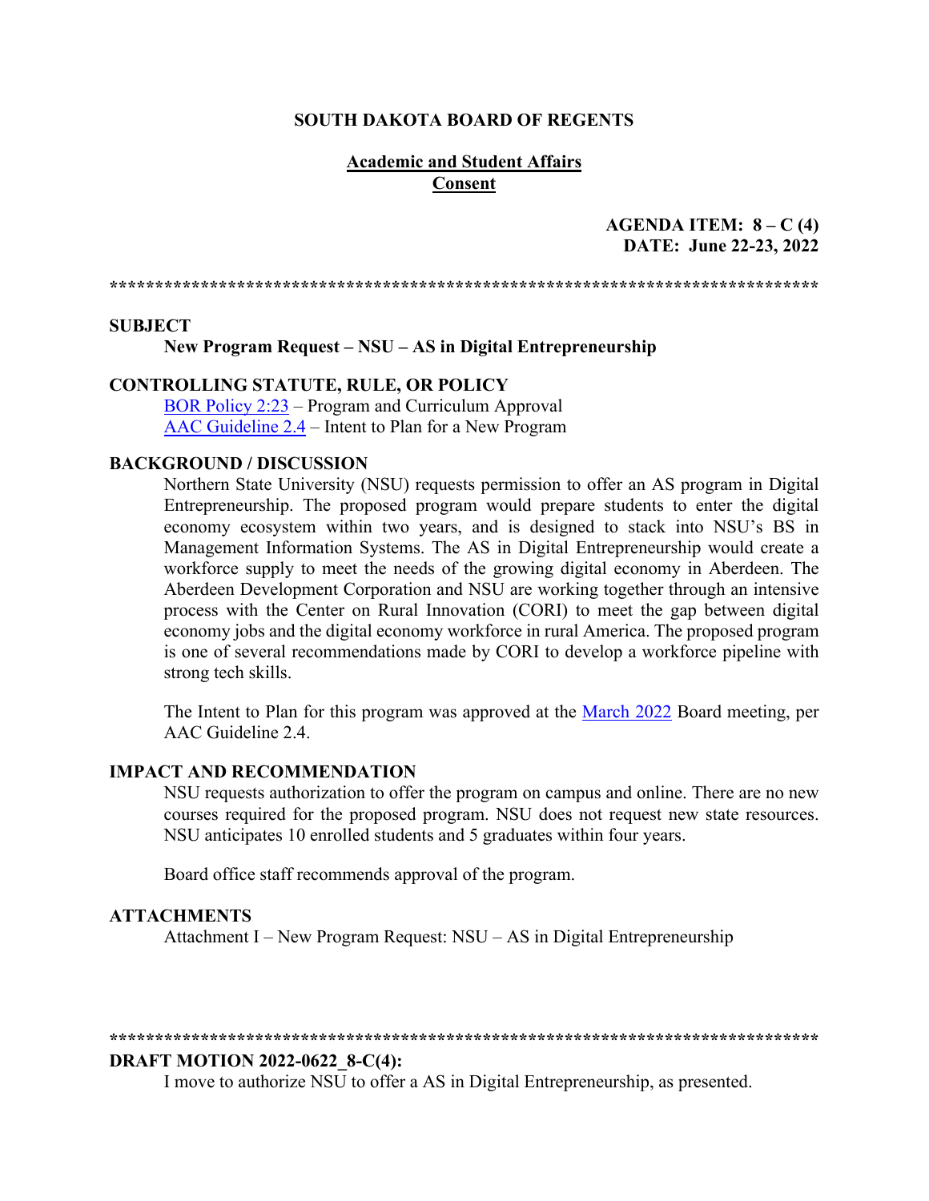**SOUTH DAKOTA BOARD OF REGENTS**

**Academic and Student Affairs**
**Consent**

**AGENDA ITEM: 8 – C (4)**
**DATE: June 22-23, 2022**

******************************************************************************

**SUBJECT**

**New Program Request – NSU – AS in Digital Entrepreneurship**

**CONTROLLING STATUTE, RULE, OR POLICY**

BOR Policy 2:23 – Program and Curriculum Approval
AAC Guideline 2.4 – Intent to Plan for a New Program

**BACKGROUND / DISCUSSION**

Northern State University (NSU) requests permission to offer an AS program in Digital Entrepreneurship. The proposed program would prepare students to enter the digital economy ecosystem within two years, and is designed to stack into NSU's BS in Management Information Systems. The AS in Digital Entrepreneurship would create a workforce supply to meet the needs of the growing digital economy in Aberdeen. The Aberdeen Development Corporation and NSU are working together through an intensive process with the Center on Rural Innovation (CORI) to meet the gap between digital economy jobs and the digital economy workforce in rural America. The proposed program is one of several recommendations made by CORI to develop a workforce pipeline with strong tech skills.

The Intent to Plan for this program was approved at the March 2022 Board meeting, per AAC Guideline 2.4.

**IMPACT AND RECOMMENDATION**

NSU requests authorization to offer the program on campus and online. There are no new courses required for the proposed program. NSU does not request new state resources. NSU anticipates 10 enrolled students and 5 graduates within four years.

Board office staff recommends approval of the program.

**ATTACHMENTS**

Attachment I – New Program Request: NSU – AS in Digital Entrepreneurship

******************************************************************************

**DRAFT MOTION 2022-0622_8-C(4):**

I move to authorize NSU to offer a AS in Digital Entrepreneurship, as presented.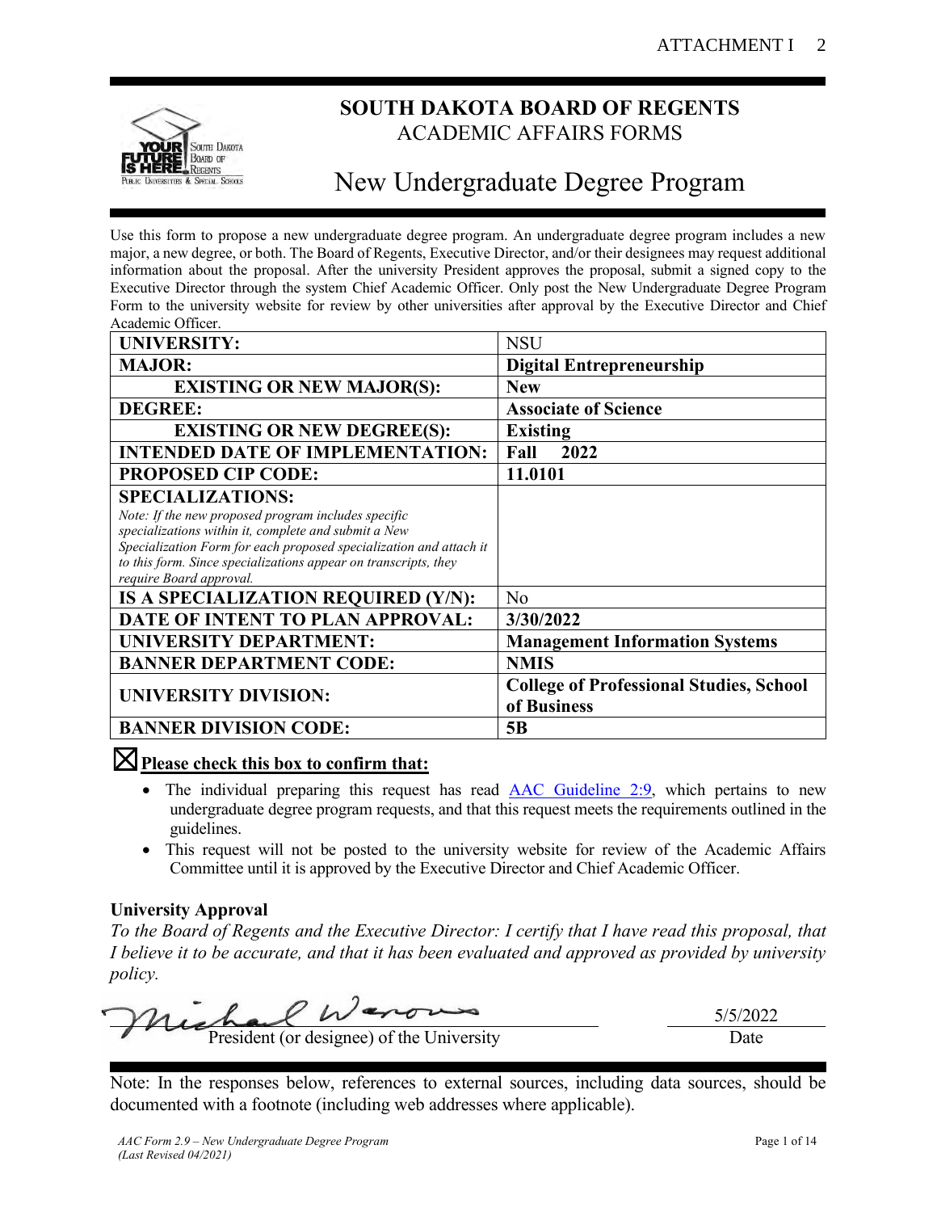# SOUTH DAKOTA BOARD OF REGENTS
## ACADEMIC AFFAIRS FORMS

# New Undergraduate Degree Program

Use this form to propose a new undergraduate degree program. An undergraduate degree program includes a new major, a new degree, or both. The Board of Regents, Executive Director, and/or their designees may request additional information about the proposal. After the university President approves the proposal, submit a signed copy to the Executive Director through the system Chief Academic Officer. Only post the New Undergraduate Degree Program Form to the university website for review by other universities after approval by the Executive Director and Chief Academic Officer.

| | |
|---|---|
| **UNIVERSITY:** | NSU |
| **MAJOR:** | **Digital Entrepreneurship** |
| **EXISTING OR NEW MAJOR(S):** | **New** |
| **DEGREE:** | **Associate of Science** |
| **EXISTING OR NEW DEGREE(S):** | **Existing** |
| **INTENDED DATE OF IMPLEMENTATION:** | **Fall 2022** |
| **PROPOSED CIP CODE:** | **11.0101** |
| **SPECIALIZATIONS:** *Note: If the new proposed program includes specific specializations within it, complete and submit a New Specialization Form for each proposed specialization and attach it to this form. Since specializations appear on transcripts, they require Board approval.* | |
| **IS A SPECIALIZATION REQUIRED (Y/N):** | No |
| **DATE OF INTENT TO PLAN APPROVAL:** | **3/30/2022** |
| **UNIVERSITY DEPARTMENT:** | **Management Information Systems** |
| **BANNER DEPARTMENT CODE:** | **NMIS** |
| **UNIVERSITY DIVISION:** | **College of Professional Studies, School of Business** |
| **BANNER DIVISION CODE:** | **5B** |

☒ **Please check this box to confirm that:**

- The individual preparing this request has read [AAC Guideline 2:9](), which pertains to new undergraduate degree program requests, and that this request meets the requirements outlined in the guidelines.
- This request will not be posted to the university website for review of the Academic Affairs Committee until it is approved by the Executive Director and Chief Academic Officer.

**University Approval**

*To the Board of Regents and the Executive Director: I certify that I have read this proposal, that I believe it to be accurate, and that it has been evaluated and approved as provided by university policy.*

Michael Warous (signature) — President (or designee) of the University

5/5/2022 — Date

Note: In the responses below, references to external sources, including data sources, should be documented with a footnote (including web addresses where applicable).

*AAC Form 2.9 – New Undergraduate Degree Program (Last Revised 04/2021)*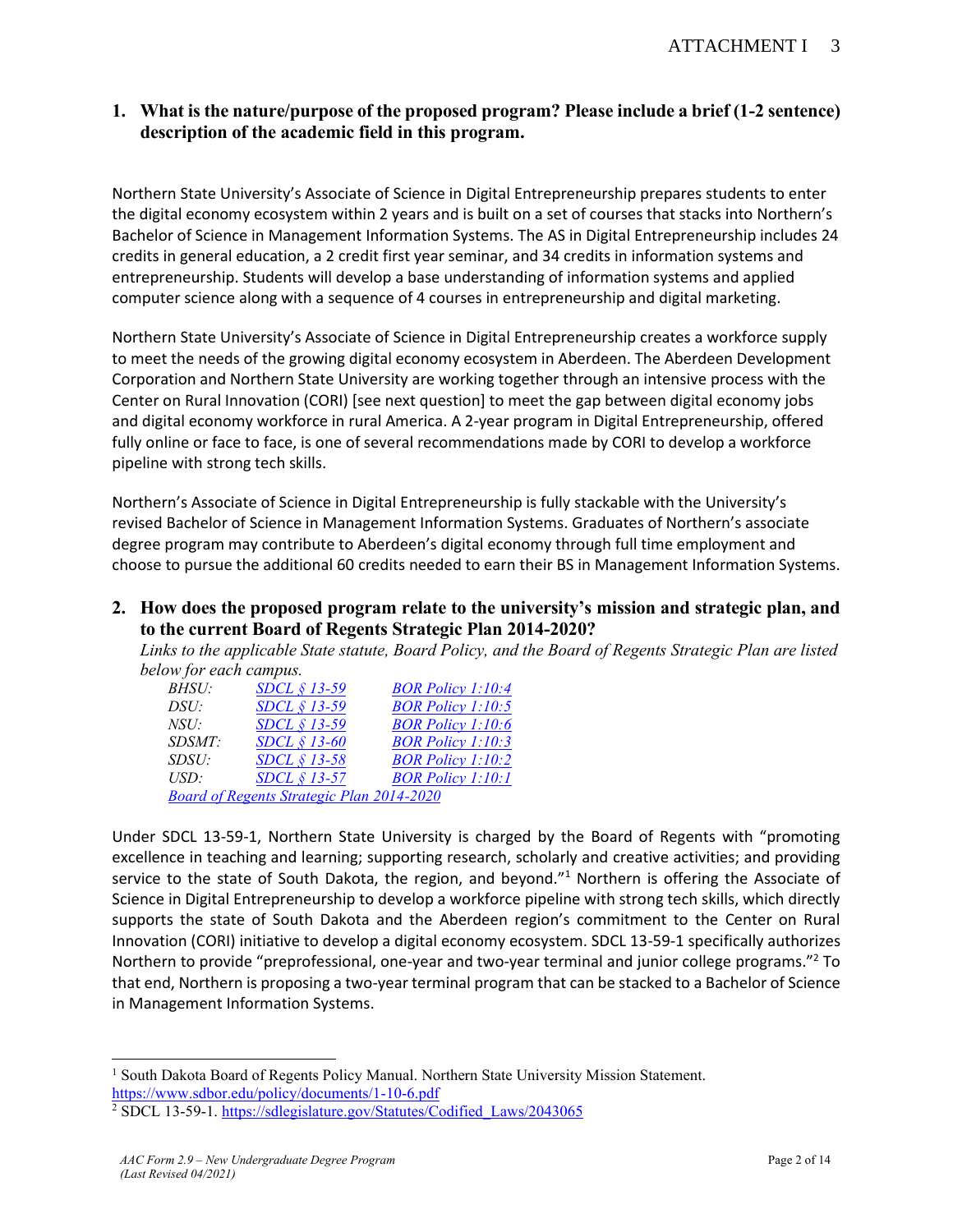**1. What is the nature/purpose of the proposed program? Please include a brief (1-2 sentence) description of the academic field in this program.**

Northern State University's Associate of Science in Digital Entrepreneurship prepares students to enter the digital economy ecosystem within 2 years and is built on a set of courses that stacks into Northern's Bachelor of Science in Management Information Systems. The AS in Digital Entrepreneurship includes 24 credits in general education, a 2 credit first year seminar, and 34 credits in information systems and entrepreneurship. Students will develop a base understanding of information systems and applied computer science along with a sequence of 4 courses in entrepreneurship and digital marketing.

Northern State University's Associate of Science in Digital Entrepreneurship creates a workforce supply to meet the needs of the growing digital economy ecosystem in Aberdeen. The Aberdeen Development Corporation and Northern State University are working together through an intensive process with the Center on Rural Innovation (CORI) [see next question] to meet the gap between digital economy jobs and digital economy workforce in rural America. A 2-year program in Digital Entrepreneurship, offered fully online or face to face, is one of several recommendations made by CORI to develop a workforce pipeline with strong tech skills.

Northern's Associate of Science in Digital Entrepreneurship is fully stackable with the University's revised Bachelor of Science in Management Information Systems. Graduates of Northern's associate degree program may contribute to Aberdeen's digital economy through full time employment and choose to pursue the additional 60 credits needed to earn their BS in Management Information Systems.

**2. How does the proposed program relate to the university's mission and strategic plan, and to the current Board of Regents Strategic Plan 2014-2020?**

*Links to the applicable State statute, Board Policy, and the Board of Regents Strategic Plan are listed below for each campus.*

| | | |
|---|---|---|
| *BHSU:* | *SDCL § 13-59* | *BOR Policy 1:10:4* |
| *DSU:* | *SDCL § 13-59* | *BOR Policy 1:10:5* |
| *NSU:* | *SDCL § 13-59* | *BOR Policy 1:10:6* |
| *SDSMT:* | *SDCL § 13-60* | *BOR Policy 1:10:3* |
| *SDSU:* | *SDCL § 13-58* | *BOR Policy 1:10:2* |
| *USD:* | *SDCL § 13-57* | *BOR Policy 1:10:1* |

*Board of Regents Strategic Plan 2014-2020*

Under SDCL 13-59-1, Northern State University is charged by the Board of Regents with "promoting excellence in teaching and learning; supporting research, scholarly and creative activities; and providing service to the state of South Dakota, the region, and beyond."[1] Northern is offering the Associate of Science in Digital Entrepreneurship to develop a workforce pipeline with strong tech skills, which directly supports the state of South Dakota and the Aberdeen region's commitment to the Center on Rural Innovation (CORI) initiative to develop a digital economy ecosystem. SDCL 13-59-1 specifically authorizes Northern to provide "preprofessional, one-year and two-year terminal and junior college programs."[2] To that end, Northern is proposing a two-year terminal program that can be stacked to a Bachelor of Science in Management Information Systems.

---

[1] South Dakota Board of Regents Policy Manual. Northern State University Mission Statement. https://www.sdbor.edu/policy/documents/1-10-6.pdf

[2] SDCL 13-59-1. https://sdlegislature.gov/Statutes/Codified_Laws/2043065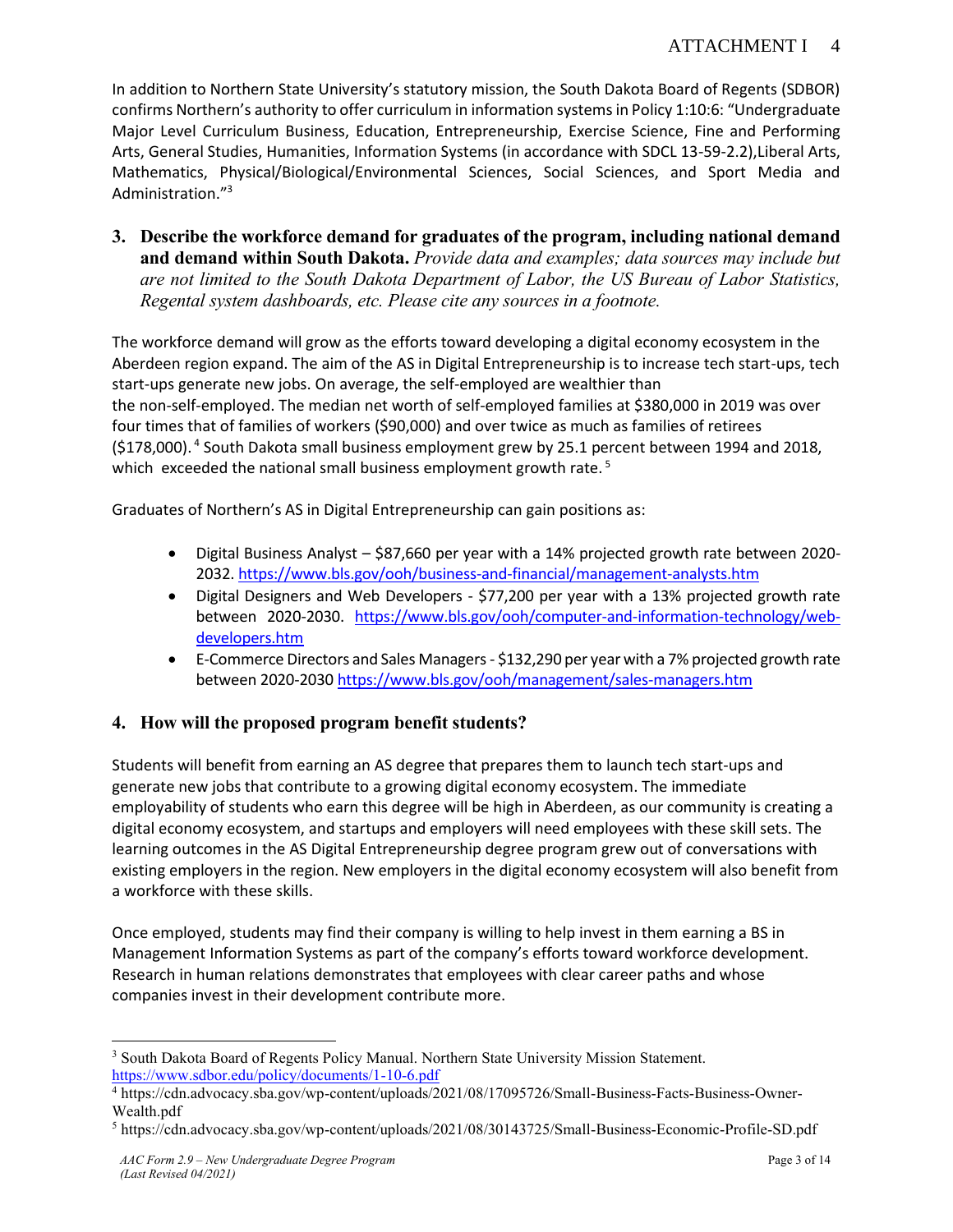In addition to Northern State University's statutory mission, the South Dakota Board of Regents (SDBOR) confirms Northern's authority to offer curriculum in information systems in Policy 1:10:6: "Undergraduate Major Level Curriculum Business, Education, Entrepreneurship, Exercise Science, Fine and Performing Arts, General Studies, Humanities, Information Systems (in accordance with SDCL 13-59-2.2),Liberal Arts, Mathematics, Physical/Biological/Environmental Sciences, Social Sciences, and Sport Media and Administration."[3]

**3. Describe the workforce demand for graduates of the program, including national demand and demand within South Dakota.** *Provide data and examples; data sources may include but are not limited to the South Dakota Department of Labor, the US Bureau of Labor Statistics, Regental system dashboards, etc. Please cite any sources in a footnote.*

The workforce demand will grow as the efforts toward developing a digital economy ecosystem in the Aberdeen region expand. The aim of the AS in Digital Entrepreneurship is to increase tech start-ups, tech start-ups generate new jobs. On average, the self-employed are wealthier than the non-self-employed. The median net worth of self-employed families at $380,000 in 2019 was over four times that of families of workers ($90,000) and over twice as much as families of retirees ($178,000).[4] South Dakota small business employment grew by 25.1 percent between 1994 and 2018, which exceeded the national small business employment growth rate.[5]

Graduates of Northern's AS in Digital Entrepreneurship can gain positions as:

- Digital Business Analyst – $87,660 per year with a 14% projected growth rate between 2020-2032. https://www.bls.gov/ooh/business-and-financial/management-analysts.htm
- Digital Designers and Web Developers - $77,200 per year with a 13% projected growth rate between 2020-2030. https://www.bls.gov/ooh/computer-and-information-technology/web-developers.htm
- E-Commerce Directors and Sales Managers - $132,290 per year with a 7% projected growth rate between 2020-2030 https://www.bls.gov/ooh/management/sales-managers.htm

**4. How will the proposed program benefit students?**

Students will benefit from earning an AS degree that prepares them to launch tech start-ups and generate new jobs that contribute to a growing digital economy ecosystem. The immediate employability of students who earn this degree will be high in Aberdeen, as our community is creating a digital economy ecosystem, and startups and employers will need employees with these skill sets. The learning outcomes in the AS Digital Entrepreneurship degree program grew out of conversations with existing employers in the region. New employers in the digital economy ecosystem will also benefit from a workforce with these skills.

Once employed, students may find their company is willing to help invest in them earning a BS in Management Information Systems as part of the company's efforts toward workforce development. Research in human relations demonstrates that employees with clear career paths and whose companies invest in their development contribute more.

---

[3] South Dakota Board of Regents Policy Manual. Northern State University Mission Statement. https://www.sdbor.edu/policy/documents/1-10-6.pdf

[4] https://cdn.advocacy.sba.gov/wp-content/uploads/2021/08/17095726/Small-Business-Facts-Business-Owner-Wealth.pdf

[5] https://cdn.advocacy.sba.gov/wp-content/uploads/2021/08/30143725/Small-Business-Economic-Profile-SD.pdf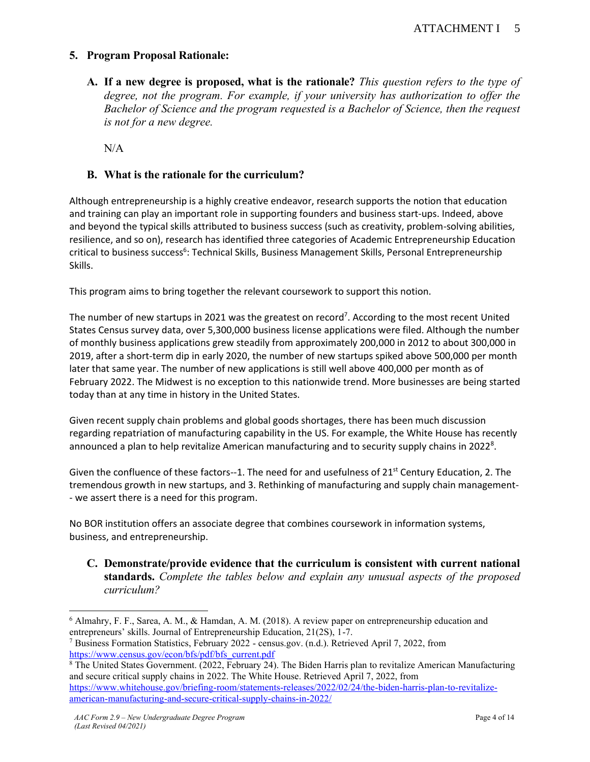## 5. Program Proposal Rationale:

**A. If a new degree is proposed, what is the rationale?** *This question refers to the type of degree, not the program. For example, if your university has authorization to offer the Bachelor of Science and the program requested is a Bachelor of Science, then the request is not for a new degree.*

N/A

**B. What is the rationale for the curriculum?**

Although entrepreneurship is a highly creative endeavor, research supports the notion that education and training can play an important role in supporting founders and business start-ups. Indeed, above and beyond the typical skills attributed to business success (such as creativity, problem-solving abilities, resilience, and so on), research has identified three categories of Academic Entrepreneurship Education critical to business success[6]: Technical Skills, Business Management Skills, Personal Entrepreneurship Skills.

This program aims to bring together the relevant coursework to support this notion.

The number of new startups in 2021 was the greatest on record[7]. According to the most recent United States Census survey data, over 5,300,000 business license applications were filed. Although the number of monthly business applications grew steadily from approximately 200,000 in 2012 to about 300,000 in 2019, after a short-term dip in early 2020, the number of new startups spiked above 500,000 per month later that same year. The number of new applications is still well above 400,000 per month as of February 2022. The Midwest is no exception to this nationwide trend. More businesses are being started today than at any time in history in the United States.

Given recent supply chain problems and global goods shortages, there has been much discussion regarding repatriation of manufacturing capability in the US. For example, the White House has recently announced a plan to help revitalize American manufacturing and to security supply chains in 2022[8].

Given the confluence of these factors--1. The need for and usefulness of 21st Century Education, 2. The tremendous growth in new startups, and 3. Rethinking of manufacturing and supply chain management-- we assert there is a need for this program.

No BOR institution offers an associate degree that combines coursework in information systems, business, and entrepreneurship.

**C. Demonstrate/provide evidence that the curriculum is consistent with current national standards.** *Complete the tables below and explain any unusual aspects of the proposed curriculum?*

---

[6] Almahry, F. F., Sarea, A. M., & Hamdan, A. M. (2018). A review paper on entrepreneurship education and entrepreneurs' skills. Journal of Entrepreneurship Education, 21(2S), 1-7.

[7] Business Formation Statistics, February 2022 - census.gov. (n.d.). Retrieved April 7, 2022, from https://www.census.gov/econ/bfs/pdf/bfs_current.pdf

[8] The United States Government. (2022, February 24). The Biden Harris plan to revitalize American Manufacturing and secure critical supply chains in 2022. The White House. Retrieved April 7, 2022, from https://www.whitehouse.gov/briefing-room/statements-releases/2022/02/24/the-biden-harris-plan-to-revitalize-american-manufacturing-and-secure-critical-supply-chains-in-2022/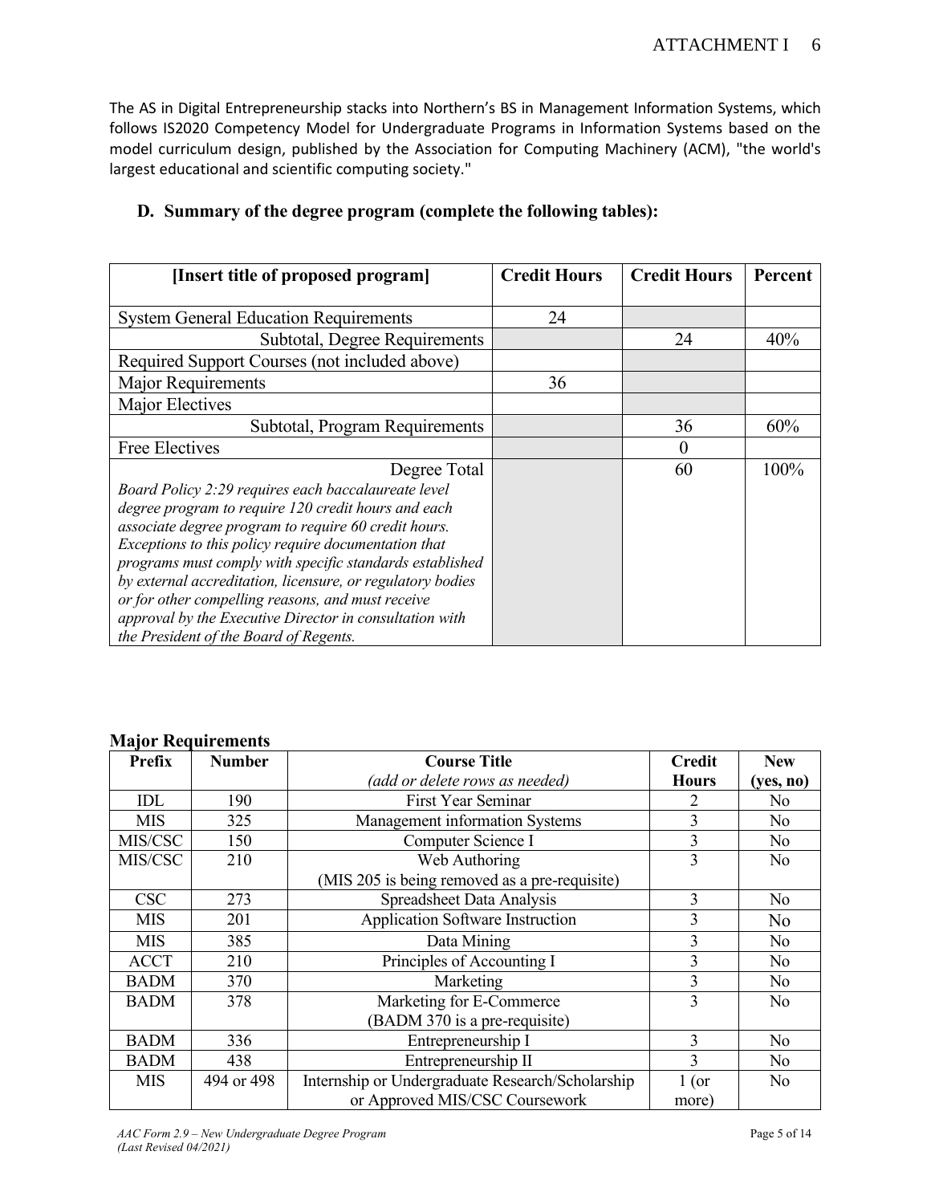The AS in Digital Entrepreneurship stacks into Northern's BS in Management Information Systems, which follows IS2020 Competency Model for Undergraduate Programs in Information Systems based on the model curriculum design, published by the Association for Computing Machinery (ACM), "the world's largest educational and scientific computing society."

## D. Summary of the degree program (complete the following tables):

| [Insert title of proposed program] | Credit Hours | Credit Hours | Percent |
|---|---|---|---|
| System General Education Requirements | 24 | | |
| Subtotal, Degree Requirements | | 24 | 40% |
| Required Support Courses (not included above) | | | |
| Major Requirements | 36 | | |
| Major Electives | | | |
| Subtotal, Program Requirements | | 36 | 60% |
| Free Electives | | 0 | |
| Degree Total<br>*Board Policy 2:29 requires each baccalaureate level degree program to require 120 credit hours and each associate degree program to require 60 credit hours. Exceptions to this policy require documentation that programs must comply with specific standards established by external accreditation, licensure, or regulatory bodies or for other compelling reasons, and must receive approval by the Executive Director in consultation with the President of the Board of Regents.* | | 60 | 100% |

### Major Requirements

| Prefix | Number | Course Title<br>*(add or delete rows as needed)* | Credit Hours | New (yes, no) |
|---|---|---|---|---|
| IDL | 190 | First Year Seminar | 2 | No |
| MIS | 325 | Management information Systems | 3 | No |
| MIS/CSC | 150 | Computer Science I | 3 | No |
| MIS/CSC | 210 | Web Authoring<br>(MIS 205 is being removed as a pre-requisite) | 3 | No |
| CSC | 273 | Spreadsheet Data Analysis | 3 | No |
| MIS | 201 | Application Software Instruction | 3 | No |
| MIS | 385 | Data Mining | 3 | No |
| ACCT | 210 | Principles of Accounting I | 3 | No |
| BADM | 370 | Marketing | 3 | No |
| BADM | 378 | Marketing for E-Commerce<br>(BADM 370 is a pre-requisite) | 3 | No |
| BADM | 336 | Entrepreneurship I | 3 | No |
| BADM | 438 | Entrepreneurship II | 3 | No |
| MIS | 494 or 498 | Internship or Undergraduate Research/Scholarship or Approved MIS/CSC Coursework | 1 (or more) | No |

*AAC Form 2.9 – New Undergraduate Degree Program (Last Revised 04/2021)*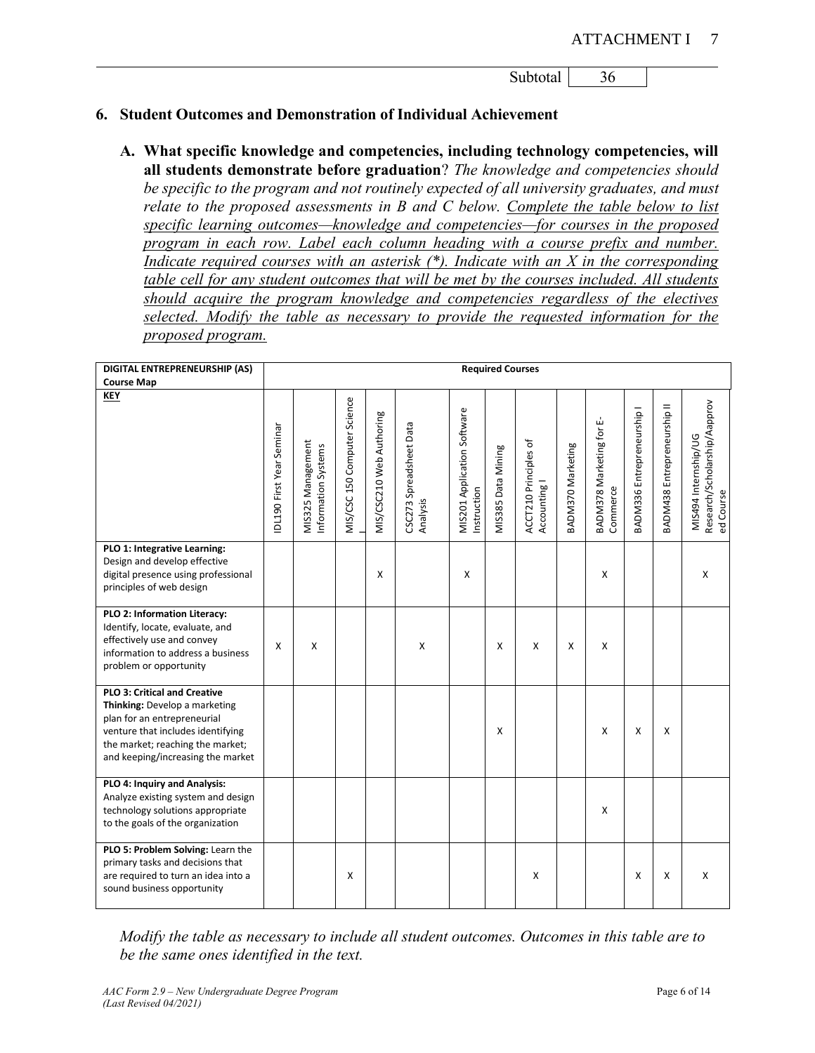Subtotal | 36

## 6. Student Outcomes and Demonstration of Individual Achievement

### A. What specific knowledge and competencies, including technology competencies, will all students demonstrate before graduation?

*The knowledge and competencies should be specific to the program and not routinely expected of all university graduates, and must relate to the proposed assessments in B and C below. Complete the table below to list specific learning outcomes—knowledge and competencies—for courses in the proposed program in each row. Label each column heading with a course prefix and number. Indicate required courses with an asterisk (*). Indicate with an X in the corresponding table cell for any student outcomes that will be met by the courses included. All students should acquire the program knowledge and competencies regardless of the electives selected. Modify the table as necessary to provide the requested information for the proposed program.*

| DIGITAL ENTREPRENEURSHIP (AS) Course Map | Required Courses | | | | | | | | | | | | |
|---|---|---|---|---|---|---|---|---|---|---|---|---|---|
| **KEY** | IDL190 First Year Seminar | MIS325 Management Information Systems | MIS/CSC 150 Computer Science I | MIS/CSC210 Web Authoring | CSC273 Spreadsheet Data Analysis | MIS201 Application Software Instruction | MIS385 Data Mining | ACCT210 Principles of Accounting I | BADM370 Marketing | BADM378 Marketing for E-Commerce | BADM336 Entrepreneurship I | BADM438 Entrepreneurship II | MIS494 Internship/UG Research/Scholarship/Aapproved Course |
| **PLO 1: Integrative Learning:** Design and develop effective digital presence using professional principles of web design | | | | X | | X | | | | X | | | X |
| **PLO 2: Information Literacy:** Identify, locate, evaluate, and effectively use and convey information to address a business problem or opportunity | X | X | | | X | | X | X | X | X | | | |
| **PLO 3: Critical and Creative Thinking:** Develop a marketing plan for an entrepreneurial venture that includes identifying the market; reaching the market; and keeping/increasing the market | | | | | | | X | | | X | X | X | |
| **PLO 4: Inquiry and Analysis:** Analyze existing system and design technology solutions appropriate to the goals of the organization | | | | | | | | | | X | | | |
| **PLO 5: Problem Solving:** Learn the primary tasks and decisions that are required to turn an idea into a sound business opportunity | | | X | | | | | X | | | X | X | X |

*Modify the table as necessary to include all student outcomes. Outcomes in this table are to be the same ones identified in the text.*

*AAC Form 2.9 – New Undergraduate Degree Program (Last Revised 04/2021)*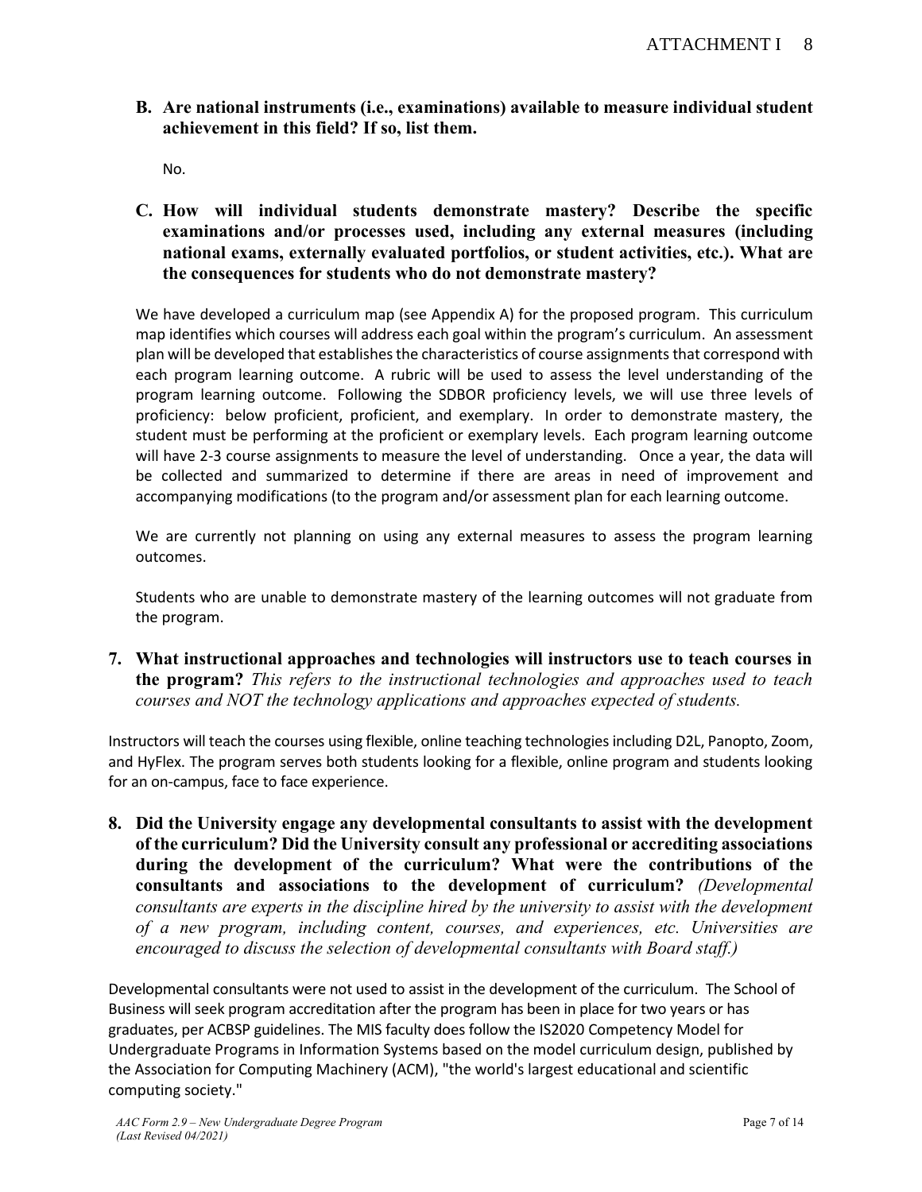**B. Are national instruments (i.e., examinations) available to measure individual student achievement in this field? If so, list them.**

No.

**C. How will individual students demonstrate mastery? Describe the specific examinations and/or processes used, including any external measures (including national exams, externally evaluated portfolios, or student activities, etc.). What are the consequences for students who do not demonstrate mastery?**

We have developed a curriculum map (see Appendix A) for the proposed program. This curriculum map identifies which courses will address each goal within the program's curriculum. An assessment plan will be developed that establishes the characteristics of course assignments that correspond with each program learning outcome. A rubric will be used to assess the level understanding of the program learning outcome. Following the SDBOR proficiency levels, we will use three levels of proficiency: below proficient, proficient, and exemplary. In order to demonstrate mastery, the student must be performing at the proficient or exemplary levels. Each program learning outcome will have 2-3 course assignments to measure the level of understanding. Once a year, the data will be collected and summarized to determine if there are areas in need of improvement and accompanying modifications (to the program and/or assessment plan for each learning outcome.

We are currently not planning on using any external measures to assess the program learning outcomes.

Students who are unable to demonstrate mastery of the learning outcomes will not graduate from the program.

**7. What instructional approaches and technologies will instructors use to teach courses in the program?** *This refers to the instructional technologies and approaches used to teach courses and NOT the technology applications and approaches expected of students.*

Instructors will teach the courses using flexible, online teaching technologies including D2L, Panopto, Zoom, and HyFlex. The program serves both students looking for a flexible, online program and students looking for an on-campus, face to face experience.

**8. Did the University engage any developmental consultants to assist with the development of the curriculum? Did the University consult any professional or accrediting associations during the development of the curriculum? What were the contributions of the consultants and associations to the development of curriculum?** *(Developmental consultants are experts in the discipline hired by the university to assist with the development of a new program, including content, courses, and experiences, etc. Universities are encouraged to discuss the selection of developmental consultants with Board staff.)*

Developmental consultants were not used to assist in the development of the curriculum. The School of Business will seek program accreditation after the program has been in place for two years or has graduates, per ACBSP guidelines. The MIS faculty does follow the IS2020 Competency Model for Undergraduate Programs in Information Systems based on the model curriculum design, published by the Association for Computing Machinery (ACM), "the world's largest educational and scientific computing society."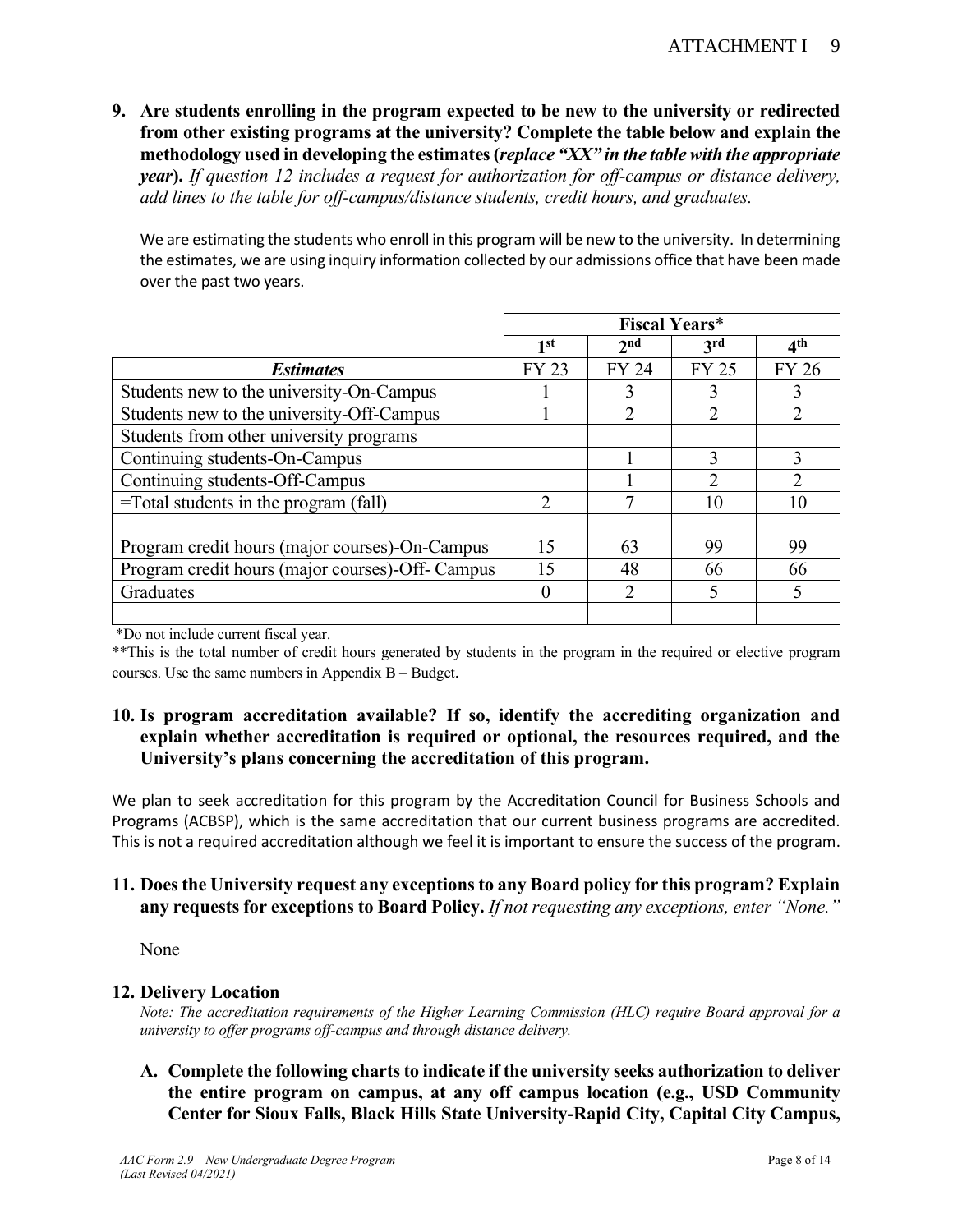**9. Are students enrolling in the program expected to be new to the university or redirected from other existing programs at the university? Complete the table below and explain the methodology used in developing the estimates (*replace "XX" in the table with the appropriate year*).** *If question 12 includes a request for authorization for off-campus or distance delivery, add lines to the table for off-campus/distance students, credit hours, and graduates.*

We are estimating the students who enroll in this program will be new to the university. In determining the estimates, we are using inquiry information collected by our admissions office that have been made over the past two years.

| | **Fiscal Years*** | | | |
|---|---|---|---|---|
| | **1st** | **2nd** | **3rd** | **4th** |
| ***Estimates*** | FY 23 | FY 24 | FY 25 | FY 26 |
| Students new to the university-On-Campus | 1 | 3 | 3 | 3 |
| Students new to the university-Off-Campus | 1 | 2 | 2 | 2 |
| Students from other university programs | | | | |
| Continuing students-On-Campus | | 1 | 3 | 3 |
| Continuing students-Off-Campus | | 1 | 2 | 2 |
| =Total students in the program (fall) | 2 | 7 | 10 | 10 |
| | | | | |
| Program credit hours (major courses)-On-Campus | 15 | 63 | 99 | 99 |
| Program credit hours (major courses)-Off- Campus | 15 | 48 | 66 | 66 |
| Graduates | 0 | 2 | 5 | 5 |
| | | | | |

*Do not include current fiscal year.

**This is the total number of credit hours generated by students in the program in the required or elective program courses. Use the same numbers in Appendix B – Budget.

**10. Is program accreditation available? If so, identify the accrediting organization and explain whether accreditation is required or optional, the resources required, and the University's plans concerning the accreditation of this program.**

We plan to seek accreditation for this program by the Accreditation Council for Business Schools and Programs (ACBSP), which is the same accreditation that our current business programs are accredited. This is not a required accreditation although we feel it is important to ensure the success of the program.

**11. Does the University request any exceptions to any Board policy for this program? Explain any requests for exceptions to Board Policy.** *If not requesting any exceptions, enter "None."*

None

**12. Delivery Location**

*Note: The accreditation requirements of the Higher Learning Commission (HLC) require Board approval for a university to offer programs off-campus and through distance delivery.*

**A. Complete the following charts to indicate if the university seeks authorization to deliver the entire program on campus, at any off campus location (e.g., USD Community Center for Sioux Falls, Black Hills State University-Rapid City, Capital City Campus,**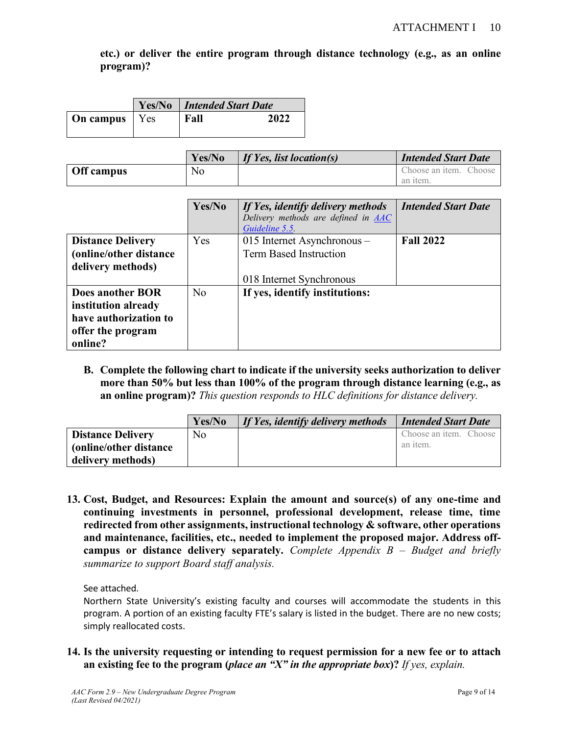**etc.) or deliver the entire program through distance technology (e.g., as an online program)?**

| | Yes/No | *Intended Start Date* |
|---|---|---|
| **On campus** | Yes | **Fall 2022** |

| | Yes/No | *If Yes, list location(s)* | *Intended Start Date* |
|---|---|---|---|
| **Off campus** | No | | Choose an item. Choose an item. |

| | Yes/No | *If Yes, identify delivery methods* *Delivery methods are defined in AAC Guideline 5.5.* | *Intended Start Date* |
|---|---|---|---|
| **Distance Delivery (online/other distance delivery methods)** | Yes | 015 Internet Asynchronous – Term Based Instruction<br><br>018 Internet Synchronous | **Fall 2022** |
| **Does another BOR institution already have authorization to offer the program online?** | No | **If yes, identify institutions:** | |

**B. Complete the following chart to indicate if the university seeks authorization to deliver more than 50% but less than 100% of the program through distance learning (e.g., as an online program)?** *This question responds to HLC definitions for distance delivery.*

| | Yes/No | *If Yes, identify delivery methods* | *Intended Start Date* |
|---|---|---|---|
| **Distance Delivery (online/other distance delivery methods)** | No | | Choose an item. Choose an item. |

**13. Cost, Budget, and Resources: Explain the amount and source(s) of any one-time and continuing investments in personnel, professional development, release time, time redirected from other assignments, instructional technology & software, other operations and maintenance, facilities, etc., needed to implement the proposed major. Address off-campus or distance delivery separately.** *Complete Appendix B – Budget and briefly summarize to support Board staff analysis.*

See attached.

Northern State University's existing faculty and courses will accommodate the students in this program. A portion of an existing faculty FTE's salary is listed in the budget. There are no new costs; simply reallocated costs.

**14. Is the university requesting or intending to request permission for a new fee or to attach an existing fee to the program (*place an "X" in the appropriate box*)?** *If yes, explain.*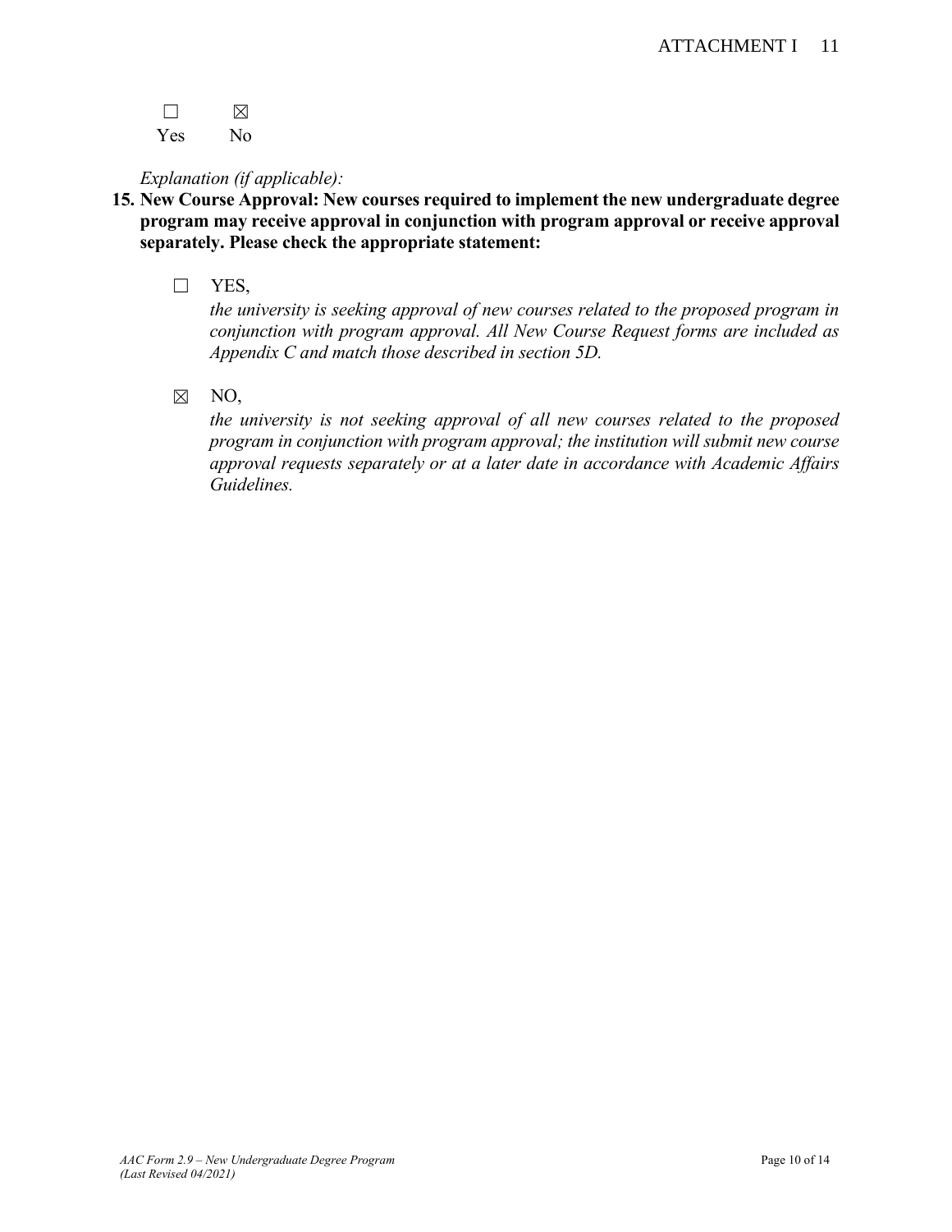☐ Yes ☒ No

*Explanation (if applicable):*

**15. New Course Approval: New courses required to implement the new undergraduate degree program may receive approval in conjunction with program approval or receive approval separately. Please check the appropriate statement:**

☐ YES,

*the university is seeking approval of new courses related to the proposed program in conjunction with program approval. All New Course Request forms are included as Appendix C and match those described in section 5D.*

☒ NO,

*the university is not seeking approval of all new courses related to the proposed program in conjunction with program approval; the institution will submit new course approval requests separately or at a later date in accordance with Academic Affairs Guidelines.*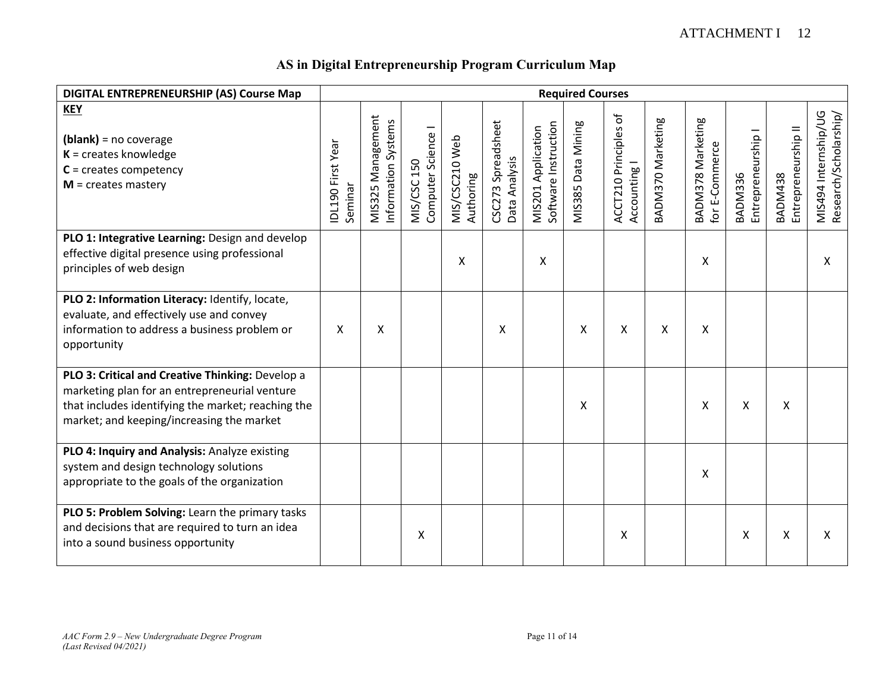# AS in Digital Entrepreneurship Program Curriculum Map

| DIGITAL ENTREPRENEURSHIP (AS) Course Map | Required Courses | | | | | | | | | | | | |
|---|---|---|---|---|---|---|---|---|---|---|---|---|---|
| **KEY**<br><br>**(blank)** = no coverage<br>**K** = creates knowledge<br>**C** = creates competency<br>**M** = creates mastery | IDL190 First Year Seminar | MIS325 Management Information Systems | MIS/CSC 150 Computer Science I | MIS/CSC210 Web Authoring | CSC273 Spreadsheet Data Analysis | MIS201 Application Software Instruction | MIS385 Data Mining | ACCT210 Principles of Accounting I | BADM370 Marketing | BADM378 Marketing for E-Commerce | BADM336 Entrepreneurship I | BADM438 Entrepreneurship II | MIS494 Internship/UG Research/Scholarship/ |
| **PLO 1: Integrative Learning:** Design and develop effective digital presence using professional principles of web design | | | | X | | X | | | | X | | | X |
| **PLO 2: Information Literacy:** Identify, locate, evaluate, and effectively use and convey information to address a business problem or opportunity | X | X | | | X | | X | X | X | X | | | |
| **PLO 3: Critical and Creative Thinking:** Develop a marketing plan for an entrepreneurial venture that includes identifying the market; reaching the market; and keeping/increasing the market | | | | | | | X | | | X | X | X | |
| **PLO 4: Inquiry and Analysis:** Analyze existing system and design technology solutions appropriate to the goals of the organization | | | | | | | | | | X | | | |
| **PLO 5: Problem Solving:** Learn the primary tasks and decisions that are required to turn an idea into a sound business opportunity | | | X | | | | | X | | | X | X | X |

*AAC Form 2.9 – New Undergraduate Degree Program*
*(Last Revised 04/2021)*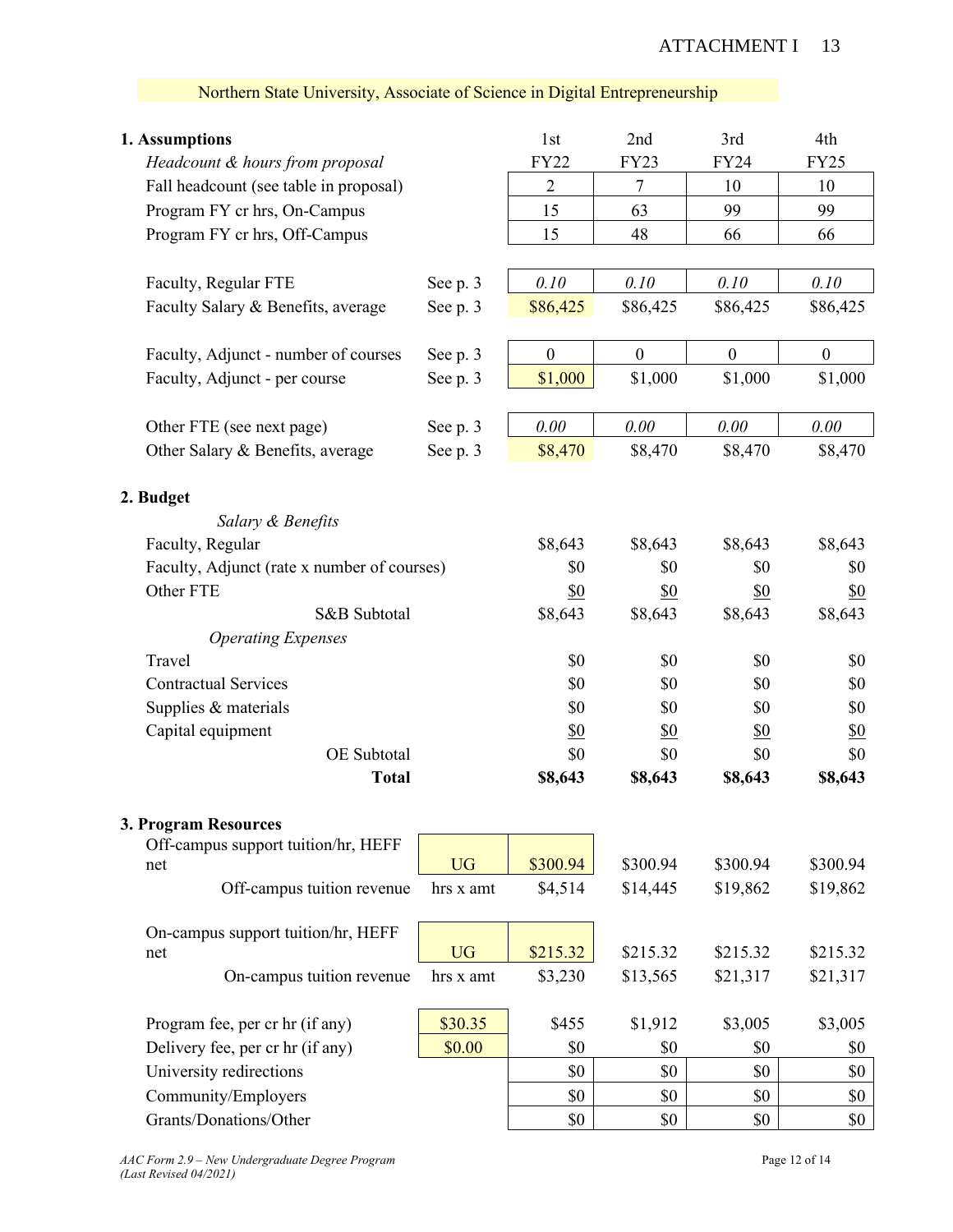Northern State University, Associate of Science in Digital Entrepreneurship

| **1. Assumptions** | | 1st | 2nd | 3rd | 4th |
|---|---|---|---|---|---|
| *Headcount & hours from proposal* | | FY22 | FY23 | FY24 | FY25 |
| Fall headcount (see table in proposal) | | 2 | 7 | 10 | 10 |
| Program FY cr hrs, On-Campus | | 15 | 63 | 99 | 99 |
| Program FY cr hrs, Off-Campus | | 15 | 48 | 66 | 66 |
| | | | | | |
| Faculty, Regular FTE | See p. 3 | *0.10* | *0.10* | *0.10* | *0.10* |
| Faculty Salary & Benefits, average | See p. 3 | $86,425 | $86,425 | $86,425 | $86,425 |
| | | | | | |
| Faculty, Adjunct - number of courses | See p. 3 | 0 | 0 | 0 | 0 |
| Faculty, Adjunct - per course | See p. 3 | $1,000 | $1,000 | $1,000 | $1,000 |
| | | | | | |
| Other FTE (see next page) | See p. 3 | *0.00* | *0.00* | *0.00* | *0.00* |
| Other Salary & Benefits, average | See p. 3 | $8,470 | $8,470 | $8,470 | $8,470 |

| **2. Budget** | | | | |
|---|---|---|---|---|
| *Salary & Benefits* | | | | |
| Faculty, Regular | $8,643 | $8,643 | $8,643 | $8,643 |
| Faculty, Adjunct (rate x number of courses) | $0 | $0 | $0 | $0 |
| Other FTE | $0 | $0 | $0 | $0 |
| S&B Subtotal | $8,643 | $8,643 | $8,643 | $8,643 |
| *Operating Expenses* | | | | |
| Travel | $0 | $0 | $0 | $0 |
| Contractual Services | $0 | $0 | $0 | $0 |
| Supplies & materials | $0 | $0 | $0 | $0 |
| Capital equipment | $0 | $0 | $0 | $0 |
| OE Subtotal | $0 | $0 | $0 | $0 |
| **Total** | **$8,643** | **$8,643** | **$8,643** | **$8,643** |

| **3. Program Resources** | | | | | |
|---|---|---|---|---|---|
| Off-campus support tuition/hr, HEFF net | UG | $300.94 | $300.94 | $300.94 | $300.94 |
| Off-campus tuition revenue | hrs x amt | $4,514 | $14,445 | $19,862 | $19,862 |
| | | | | | |
| On-campus support tuition/hr, HEFF net | UG | $215.32 | $215.32 | $215.32 | $215.32 |
| On-campus tuition revenue | hrs x amt | $3,230 | $13,565 | $21,317 | $21,317 |
| | | | | | |
| Program fee, per cr hr (if any) | $30.35 | $455 | $1,912 | $3,005 | $3,005 |
| Delivery fee, per cr hr (if any) | $0.00 | $0 | $0 | $0 | $0 |
| University redirections | | $0 | $0 | $0 | $0 |
| Community/Employers | | $0 | $0 | $0 | $0 |
| Grants/Donations/Other | | $0 | $0 | $0 | $0 |

*AAC Form 2.9 – New Undergraduate Degree Program (Last Revised 04/2021)*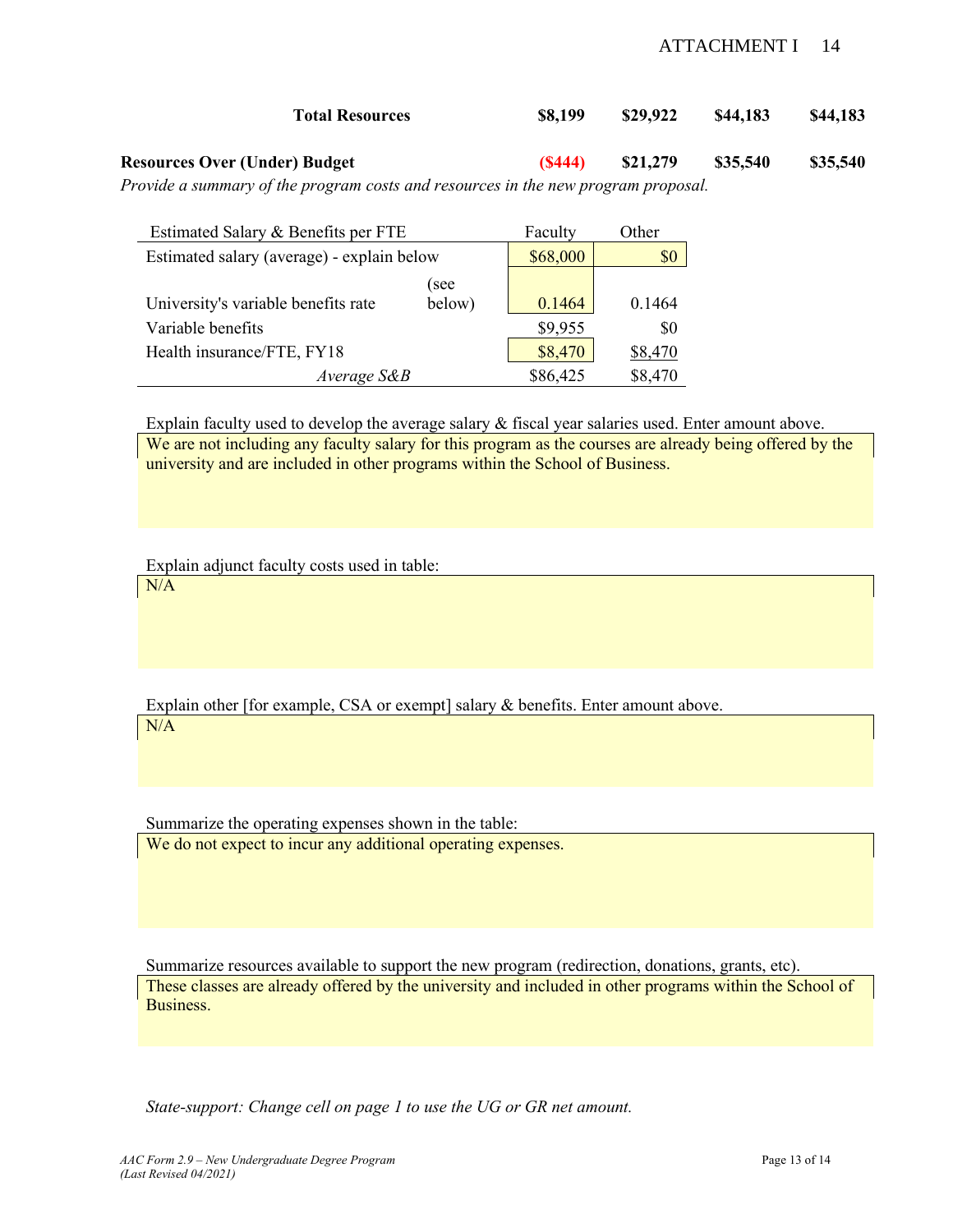| | | | | |
|---|---|---|---|---|
| **Total Resources** | **$8,199** | **$29,922** | **$44,183** | **$44,183** |
| **Resources Over (Under) Budget** | **($444)** | **$21,279** | **$35,540** | **$35,540** |

*Provide a summary of the program costs and resources in the new program proposal.*

| Estimated Salary & Benefits per FTE | | Faculty | Other |
|---|---|---|---|
| Estimated salary (average) - explain below | | $68,000 | $0 |
| University's variable benefits rate | (see below) | 0.1464 | 0.1464 |
| Variable benefits | | $9,955 | $0 |
| Health insurance/FTE, FY18 | | $8,470 | $8,470 |
| *Average S&B* | | $86,425 | $8,470 |

Explain faculty used to develop the average salary & fiscal year salaries used. Enter amount above.

We are not including any faculty salary for this program as the courses are already being offered by the university and are included in other programs within the School of Business.

Explain adjunct faculty costs used in table:

N/A

Explain other [for example, CSA or exempt] salary & benefits. Enter amount above.

N/A

Summarize the operating expenses shown in the table:

We do not expect to incur any additional operating expenses.

Summarize resources available to support the new program (redirection, donations, grants, etc).

These classes are already offered by the university and included in other programs within the School of Business.

*State-support: Change cell on page 1 to use the UG or GR net amount.*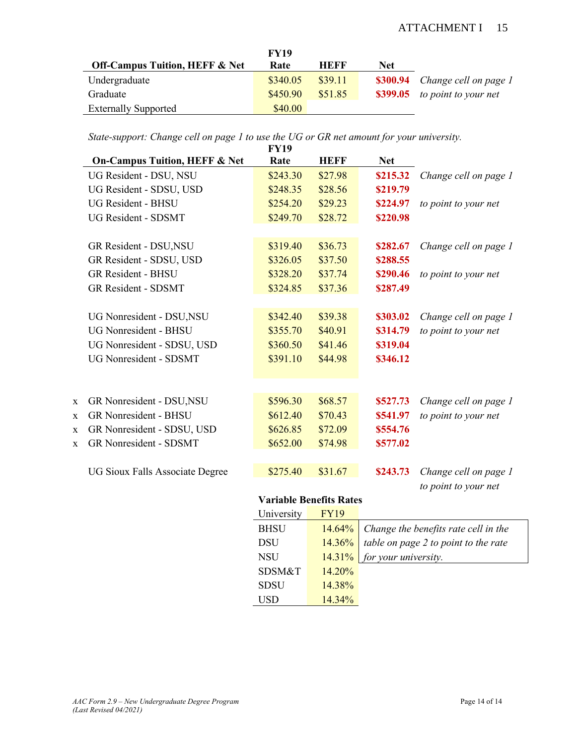| Off-Campus Tuition, HEFF & Net | FY19 Rate | HEFF | Net | |
|---|---|---|---|---|
| Undergraduate | $340.05 | $39.11 | **$300.94** | *Change cell on page 1* |
| Graduate | $450.90 | $51.85 | **$399.05** | *to point to your net* |
| Externally Supported | $40.00 | | | |

*State-support: Change cell on page 1 to use the UG or GR net amount for your university.*

| | On-Campus Tuition, HEFF & Net | FY19 Rate | HEFF | Net | |
|---|---|---|---|---|---|
| | UG Resident - DSU, NSU | $243.30 | $27.98 | **$215.32** | *Change cell on page 1* |
| | UG Resident - SDSU, USD | $248.35 | $28.56 | **$219.79** | |
| | UG Resident - BHSU | $254.20 | $29.23 | **$224.97** | *to point to your net* |
| | UG Resident - SDSMT | $249.70 | $28.72 | **$220.98** | |
| | | | | | |
| | GR Resident - DSU,NSU | $319.40 | $36.73 | **$282.67** | *Change cell on page 1* |
| | GR Resident - SDSU, USD | $326.05 | $37.50 | **$288.55** | |
| | GR Resident - BHSU | $328.20 | $37.74 | **$290.46** | *to point to your net* |
| | GR Resident - SDSMT | $324.85 | $37.36 | **$287.49** | |
| | | | | | |
| | UG Nonresident - DSU,NSU | $342.40 | $39.38 | **$303.02** | *Change cell on page 1* |
| | UG Nonresident - BHSU | $355.70 | $40.91 | **$314.79** | *to point to your net* |
| | UG Nonresident - SDSU, USD | $360.50 | $41.46 | **$319.04** | |
| | UG Nonresident - SDSMT | $391.10 | $44.98 | **$346.12** | |
| | | | | | |
| x | GR Nonresident - DSU,NSU | $596.30 | $68.57 | **$527.73** | *Change cell on page 1* |
| x | GR Nonresident - BHSU | $612.40 | $70.43 | **$541.97** | *to point to your net* |
| x | GR Nonresident - SDSU, USD | $626.85 | $72.09 | **$554.76** | |
| x | GR Nonresident - SDSMT | $652.00 | $74.98 | **$577.02** | |
| | | | | | |
| | UG Sioux Falls Associate Degree | $275.40 | $31.67 | **$243.73** | *Change cell on page 1 to point to your net* |

**Variable Benefits Rates**

| University | FY19 | |
|---|---|---|
| BHSU | 14.64% | *Change the benefits rate cell in the* |
| DSU | 14.36% | *table on page 2 to point to the rate* |
| NSU | 14.31% | *for your university.* |
| SDSM&T | 14.20% | |
| SDSU | 14.38% | |
| USD | 14.34% | |

*AAC Form 2.9 – New Undergraduate Degree Program*
*(Last Revised 04/2021)*